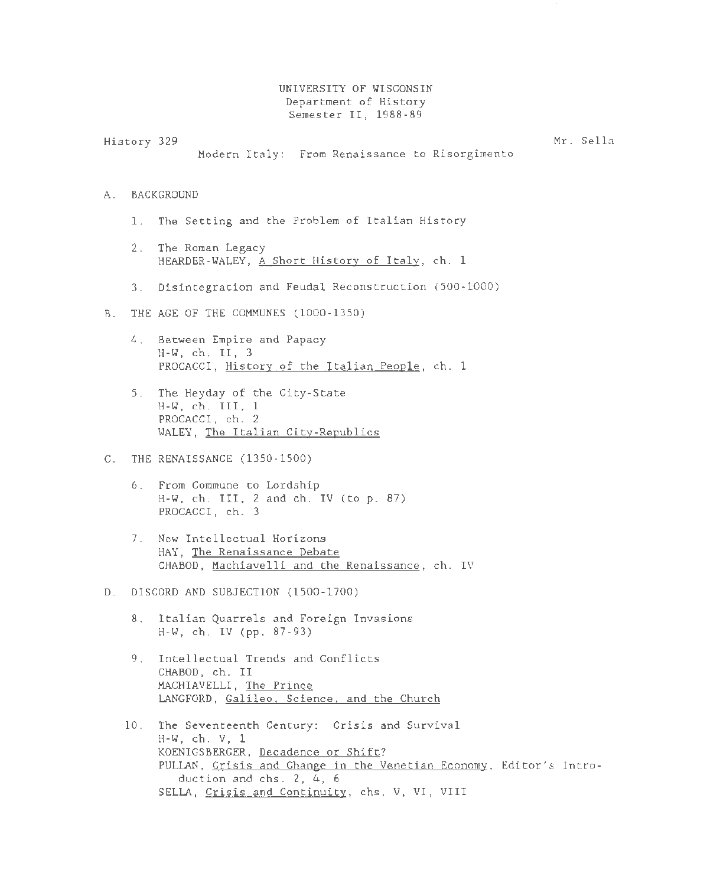UNIVERSITY OF WISCONSIN
Department of History
Semester II, 1988-89

History 329 — Mr. Sella

# Modern Italy: From Renaissance to Risorgimento

## A. BACKGROUND

1. The Setting and the Problem of Italian History

2. The Roman Legacy
   HEARDER-WALEY, A Short History of Italy, ch. 1

3. Disintegration and Feudal Reconstruction (500-1000)

## B. THE AGE OF THE COMMUNES (1000-1350)

4. Between Empire and Papacy
   H-W, ch. II, 3
   PROCACCI, History of the Italian People, ch. 1

5. The Heyday of the City-State
   H-W, ch. III, 1
   PROCACCI, ch. 2
   WALEY, The Italian City-Republics

## C. THE RENAISSANCE (1350-1500)

6. From Commune to Lordship
   H-W, ch. III, 2 and ch. IV (to p. 87)
   PROCACCI, ch. 3

7. New Intellectual Horizons
   HAY, The Renaissance Debate
   CHABOD, Machiavelli and the Renaissance, ch. IV

## D. DISCORD AND SUBJECTION (1500-1700)

8. Italian Quarrels and Foreign Invasions
   H-W, ch. IV (pp. 87-93)

9. Intellectual Trends and Conflicts
   CHABOD, ch. II
   MACHIAVELLI, The Prince
   LANGFORD, Galileo, Science, and the Church

10. The Seventeenth Century: Crisis and Survival
    H-W, ch. V, 1
    KOENIGSBERGER, Decadence or Shift?
    PULLAN, Crisis and Change in the Venetian Economy, Editor's Introduction and chs. 2, 4, 6
    SELLA, Crisis and Continuity, chs. V, VI, VIII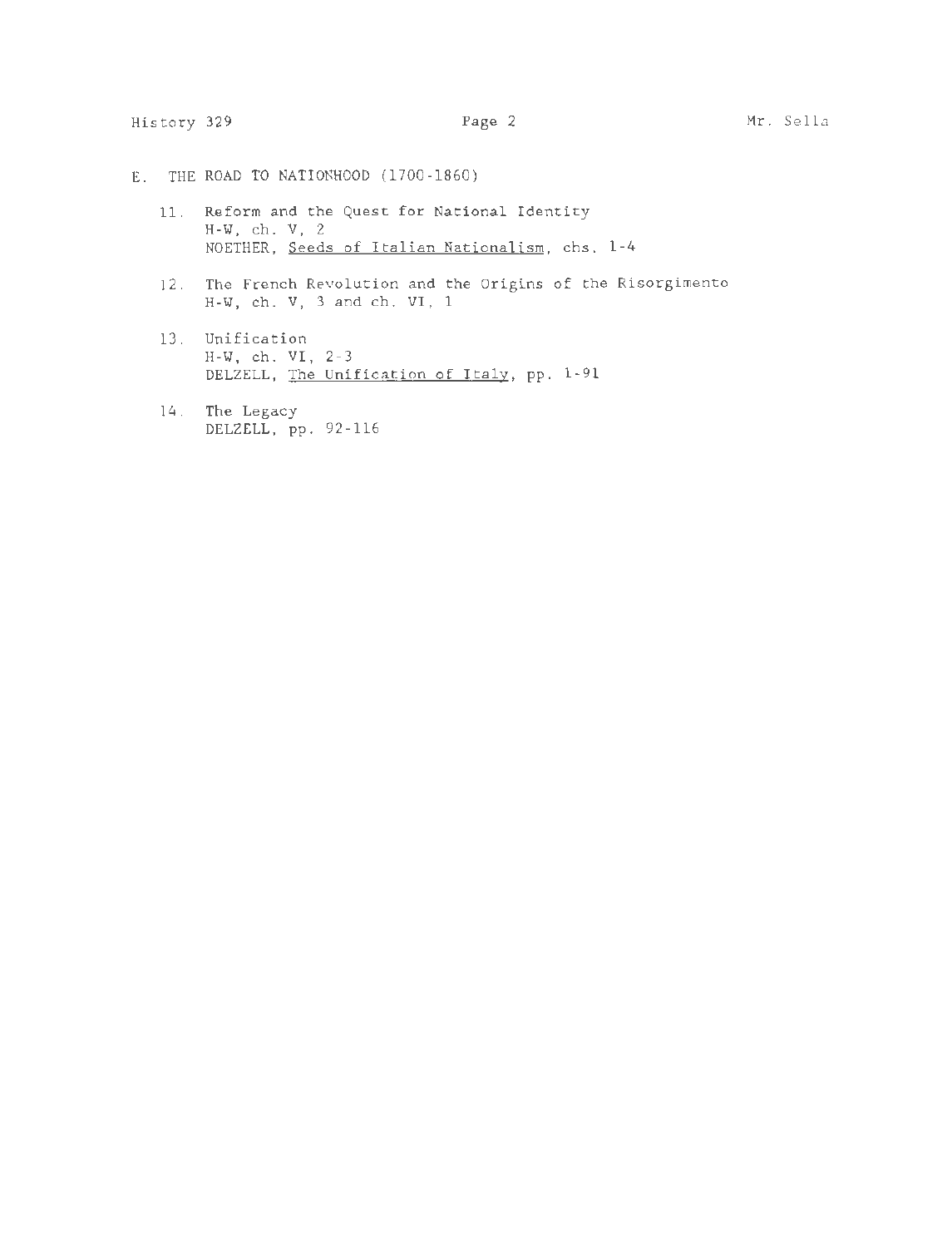E. THE ROAD TO NATIONHOOD (1700-1860)

11. Reform and the Quest for National Identity
    H-W, ch. V, 2
    NOETHER, Seeds of Italian Nationalism, chs. 1-4

12. The French Revolution and the Origins of the Risorgimento
    H-W, ch. V, 3 and ch. VI, 1

13. Unification
    H-W, ch. VI, 2-3
    DELZELL, The Unification of Italy, pp. 1-91

14. The Legacy
    DELZELL, pp. 92-116